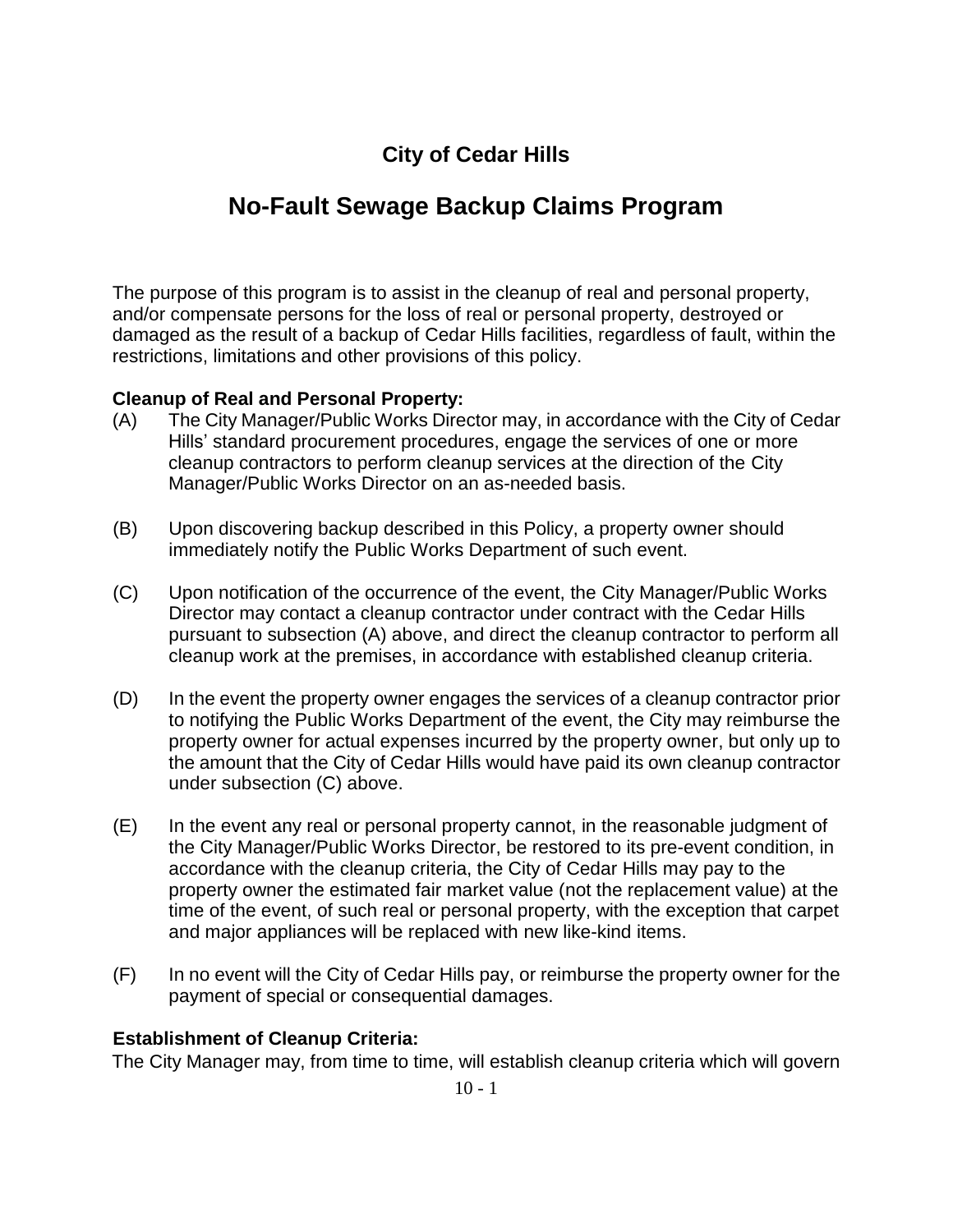# City of Cedar Hills

## No-Fault Sewage Backup Claims Program

The purpose of this program is to assist in the cleanup of real and personal property, and/or compensate persons for the loss of real or personal property, destroyed or damaged as the result of a backup of Cedar Hills facilities, regardless of fault, within the restrictions, limitations and other provisions of this policy.

**Cleanup of Real and Personal Property:**

(A) The City Manager/Public Works Director may, in accordance with the City of Cedar Hills' standard procurement procedures, engage the services of one or more cleanup contractors to perform cleanup services at the direction of the City Manager/Public Works Director on an as-needed basis.

(B) Upon discovering backup described in this Policy, a property owner should immediately notify the Public Works Department of such event.

(C) Upon notification of the occurrence of the event, the City Manager/Public Works Director may contact a cleanup contractor under contract with the Cedar Hills pursuant to subsection (A) above, and direct the cleanup contractor to perform all cleanup work at the premises, in accordance with established cleanup criteria.

(D) In the event the property owner engages the services of a cleanup contractor prior to notifying the Public Works Department of the event, the City may reimburse the property owner for actual expenses incurred by the property owner, but only up to the amount that the City of Cedar Hills would have paid its own cleanup contractor under subsection (C) above.

(E) In the event any real or personal property cannot, in the reasonable judgment of the City Manager/Public Works Director, be restored to its pre-event condition, in accordance with the cleanup criteria, the City of Cedar Hills may pay to the property owner the estimated fair market value (not the replacement value) at the time of the event, of such real or personal property, with the exception that carpet and major appliances will be replaced with new like-kind items.

(F) In no event will the City of Cedar Hills pay, or reimburse the property owner for the payment of special or consequential damages.

**Establishment of Cleanup Criteria:**

The City Manager may, from time to time, will establish cleanup criteria which will govern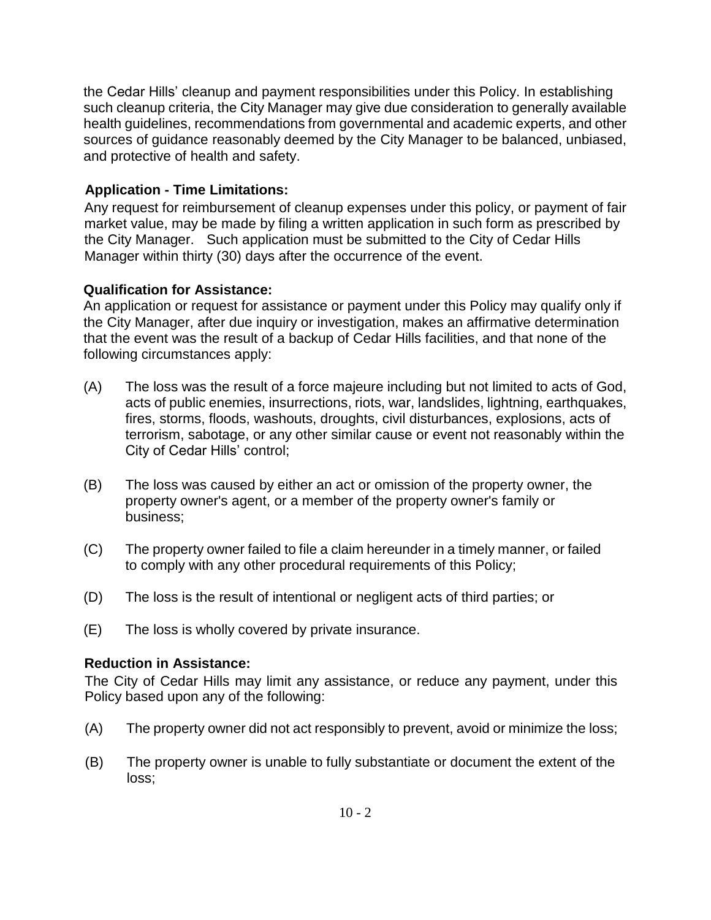the Cedar Hills' cleanup and payment responsibilities under this Policy. In establishing such cleanup criteria, the City Manager may give due consideration to generally available health guidelines, recommendations from governmental and academic experts, and other sources of guidance reasonably deemed by the City Manager to be balanced, unbiased, and protective of health and safety.

**Application - Time Limitations:**

Any request for reimbursement of cleanup expenses under this policy, or payment of fair market value, may be made by filing a written application in such form as prescribed by the City Manager. Such application must be submitted to the City of Cedar Hills Manager within thirty (30) days after the occurrence of the event.

**Qualification for Assistance:**

An application or request for assistance or payment under this Policy may qualify only if the City Manager, after due inquiry or investigation, makes an affirmative determination that the event was the result of a backup of Cedar Hills facilities, and that none of the following circumstances apply:

(A) The loss was the result of a force majeure including but not limited to acts of God, acts of public enemies, insurrections, riots, war, landslides, lightning, earthquakes, fires, storms, floods, washouts, droughts, civil disturbances, explosions, acts of terrorism, sabotage, or any other similar cause or event not reasonably within the City of Cedar Hills' control;

(B) The loss was caused by either an act or omission of the property owner, the property owner's agent, or a member of the property owner's family or business;

(C) The property owner failed to file a claim hereunder in a timely manner, or failed to comply with any other procedural requirements of this Policy;

(D) The loss is the result of intentional or negligent acts of third parties; or

(E) The loss is wholly covered by private insurance.

**Reduction in Assistance:**

The City of Cedar Hills may limit any assistance, or reduce any payment, under this Policy based upon any of the following:

(A) The property owner did not act responsibly to prevent, avoid or minimize the loss;

(B) The property owner is unable to fully substantiate or document the extent of the loss;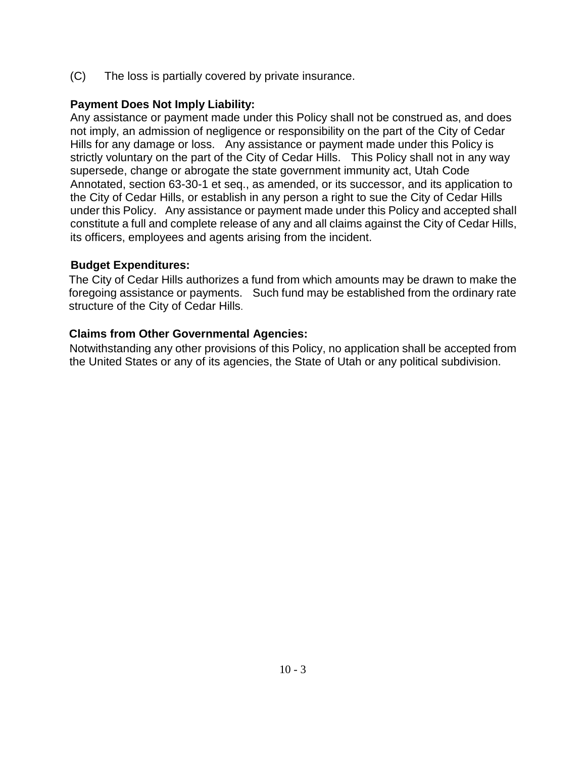(C) The loss is partially covered by private insurance.

**Payment Does Not Imply Liability:**

Any assistance or payment made under this Policy shall not be construed as, and does not imply, an admission of negligence or responsibility on the part of the City of Cedar Hills for any damage or loss. Any assistance or payment made under this Policy is strictly voluntary on the part of the City of Cedar Hills. This Policy shall not in any way supersede, change or abrogate the state government immunity act, Utah Code Annotated, section 63-30-1 et seq., as amended, or its successor, and its application to the City of Cedar Hills, or establish in any person a right to sue the City of Cedar Hills under this Policy. Any assistance or payment made under this Policy and accepted shall constitute a full and complete release of any and all claims against the City of Cedar Hills, its officers, employees and agents arising from the incident.

**Budget Expenditures:**

The City of Cedar Hills authorizes a fund from which amounts may be drawn to make the foregoing assistance or payments. Such fund may be established from the ordinary rate structure of the City of Cedar Hills.

**Claims from Other Governmental Agencies:**

Notwithstanding any other provisions of this Policy, no application shall be accepted from the United States or any of its agencies, the State of Utah or any political subdivision.